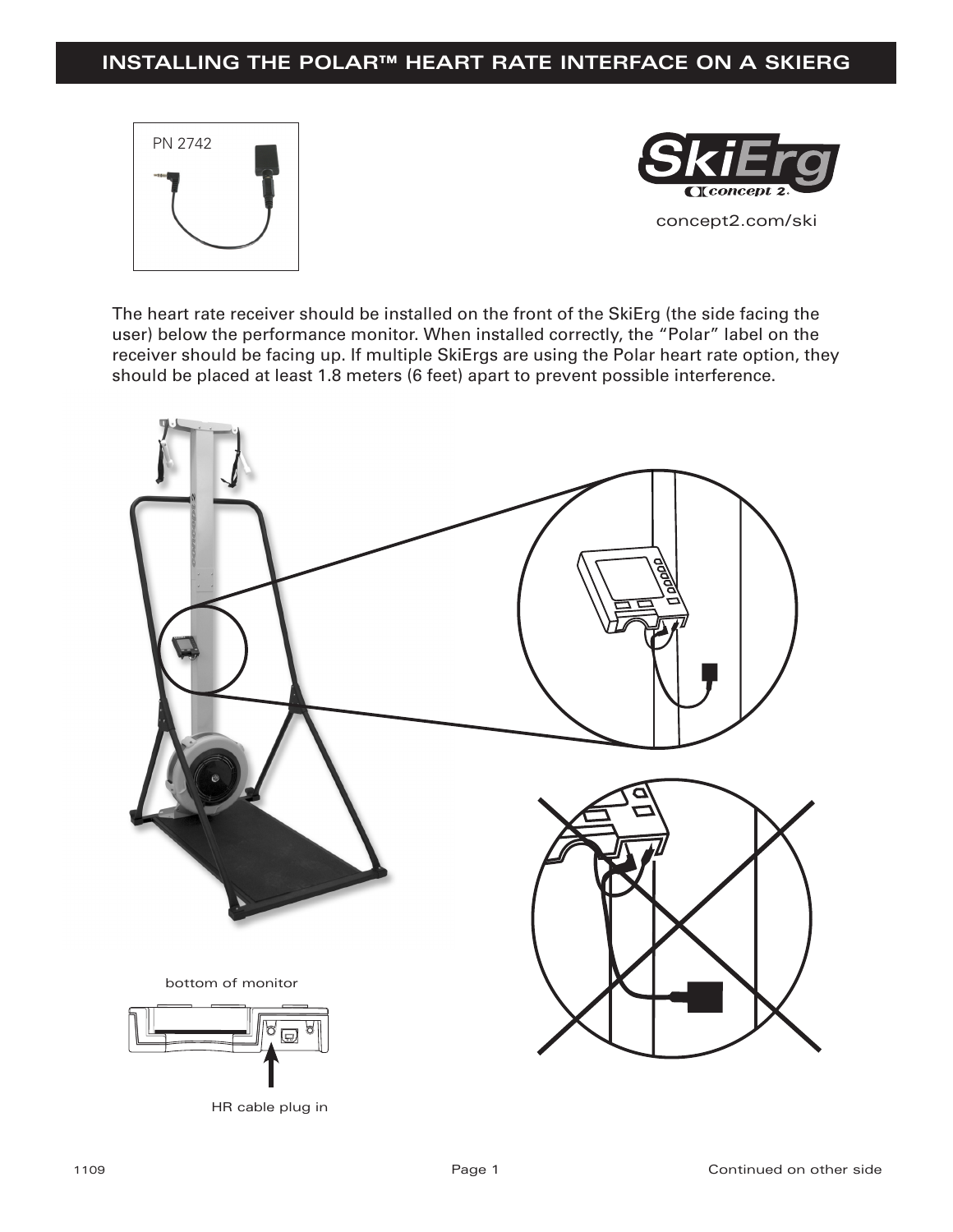# INSTALLING THE POLAR™ HEART RATE INTERFACE ON A SKIERG

PN 2742

concept2.com/ski

The heart rate receiver should be installed on the front of the SkiErg (the side facing the user) below the performance monitor. When installed correctly, the "Polar" label on the receiver should be facing up. If multiple SkiErgs are using the Polar heart rate option, they should be placed at least 1.8 meters (6 feet) apart to prevent possible interference.

bottom of monitor

HR cable plug in

1109

Continued on other side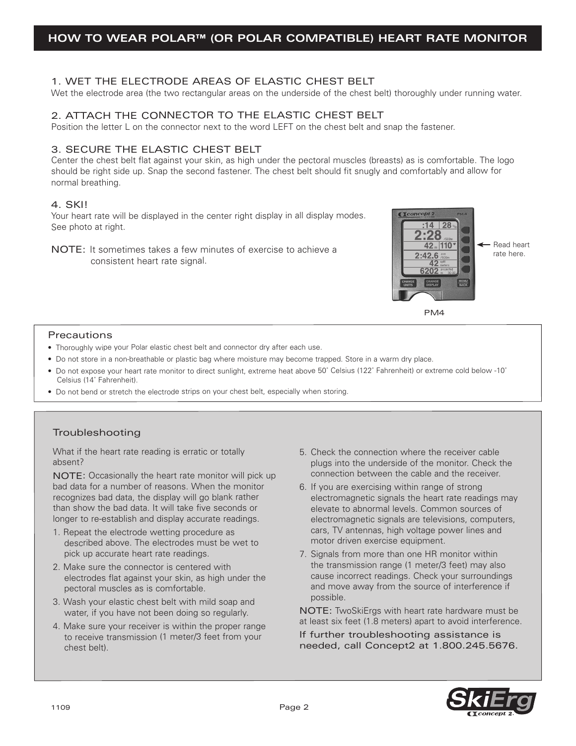# HOW TO WEAR POLAR™ (OR POLAR COMPATIBLE) HEART RATE MONITOR

## 1. WET THE ELECTRODE AREAS OF ELASTIC CHEST BELT

Wet the electrode area (the two rectangular areas on the underside of the chest belt) thoroughly under running water.

## 2. ATTACH THE CONNECTOR TO THE ELASTIC CHEST BELT

Position the letter L on the connector next to the word LEFT on the chest belt and snap the fastener.

## 3. SECURE THE ELASTIC CHEST BELT

Center the chest belt flat against your skin, as high under the pectoral muscles (breasts) as is comfortable. The logo should be right side up. Snap the second fastener. The chest belt should fit snugly and comfortably and allow for normal breathing.

## 4. SKI!

Your heart rate will be displayed in the center right display in all display modes. See photo at right.

NOTE: It sometimes takes a few minutes of exercise to achieve a consistent heart rate signal.

Read heart rate here.

PM4

### Precautions

- Thoroughly wipe your Polar elastic chest belt and connector dry after each use.
- Do not store in a non-breathable or plastic bag where moisture may become trapped. Store in a warm dry place.
- Do not expose your heart rate monitor to direct sunlight, extreme heat above 50˚ Celsius (122˚ Fahrenheit) or extreme cold below -10˚ Celsius (14˚ Fahrenheit).
- Do not bend or stretch the electrode strips on your chest belt, especially when storing.

### Troubleshooting

What if the heart rate reading is erratic or totally absent?

NOTE: Occasionally the heart rate monitor will pick up bad data for a number of reasons. When the monitor recognizes bad data, the display will go blank rather than show the bad data. It will take five seconds or longer to re-establish and display accurate readings.

1. Repeat the electrode wetting procedure as described above. The electrodes must be wet to pick up accurate heart rate readings.
2. Make sure the connector is centered with electrodes flat against your skin, as high under the pectoral muscles as is comfortable.
3. Wash your elastic chest belt with mild soap and water, if you have not been doing so regularly.
4. Make sure your receiver is within the proper range to receive transmission (1 meter/3 feet from your chest belt).
5. Check the connection where the receiver cable plugs into the underside of the monitor. Check the connection between the cable and the receiver.
6. If you are exercising within range of strong electromagnetic signals the heart rate readings may elevate to abnormal levels. Common sources of electromagnetic signals are televisions, computers, cars, TV antennas, high voltage power lines and motor driven exercise equipment.
7. Signals from more than one HR monitor within the transmission range (1 meter/3 feet) may also cause incorrect readings. Check your surroundings and move away from the source of interference if possible.

NOTE: TwoSkiErgs with heart rate hardware must be at least six feet (1.8 meters) apart to avoid interference.

If further troubleshooting assistance is needed, call Concept2 at 1.800.245.5676.

1109